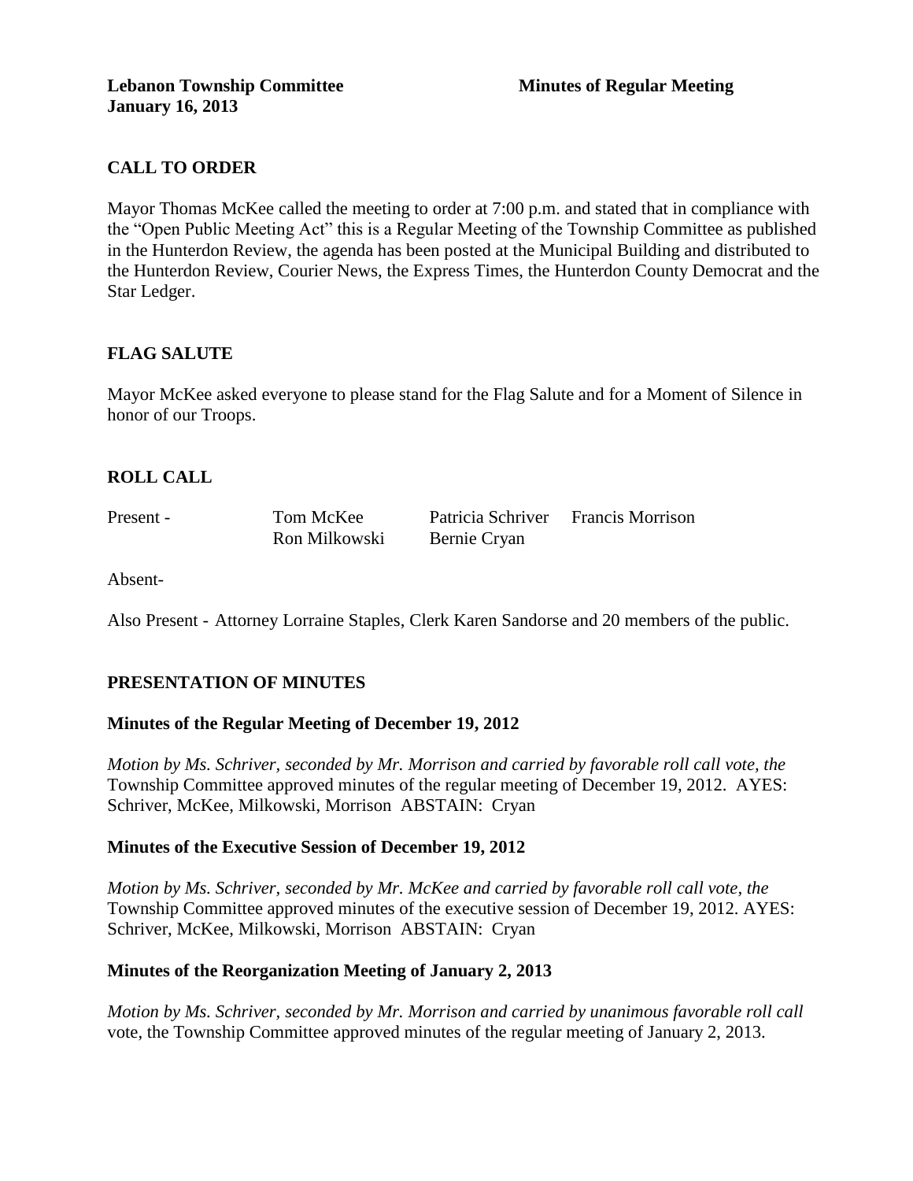**Lebanon Township Committee** **Minutes of Regular Meeting**
**January 16, 2013**

## CALL TO ORDER

Mayor Thomas McKee called the meeting to order at 7:00 p.m. and stated that in compliance with the "Open Public Meeting Act" this is a Regular Meeting of the Township Committee as published in the Hunterdon Review, the agenda has been posted at the Municipal Building and distributed to the Hunterdon Review, Courier News, the Express Times, the Hunterdon County Democrat and the Star Ledger.

## FLAG SALUTE

Mayor McKee asked everyone to please stand for the Flag Salute and for a Moment of Silence in honor of our Troops.

## ROLL CALL

| Present - | Tom McKee | Patricia Schriver | Francis Morrison |
|---|---|---|---|
| | Ron Milkowski | Bernie Cryan | |

Absent-

Also Present - Attorney Lorraine Staples, Clerk Karen Sandorse and 20 members of the public.

## PRESENTATION OF MINUTES

### Minutes of the Regular Meeting of December 19, 2012

*Motion by Ms. Schriver, seconded by Mr. Morrison and carried by favorable roll call vote, the* Township Committee approved minutes of the regular meeting of December 19, 2012. AYES: Schriver, McKee, Milkowski, Morrison ABSTAIN: Cryan

### Minutes of the Executive Session of December 19, 2012

*Motion by Ms. Schriver, seconded by Mr. McKee and carried by favorable roll call vote, the* Township Committee approved minutes of the executive session of December 19, 2012. AYES: Schriver, McKee, Milkowski, Morrison ABSTAIN: Cryan

### Minutes of the Reorganization Meeting of January 2, 2013

*Motion by Ms. Schriver, seconded by Mr. Morrison and carried by unanimous favorable roll call* vote, the Township Committee approved minutes of the regular meeting of January 2, 2013.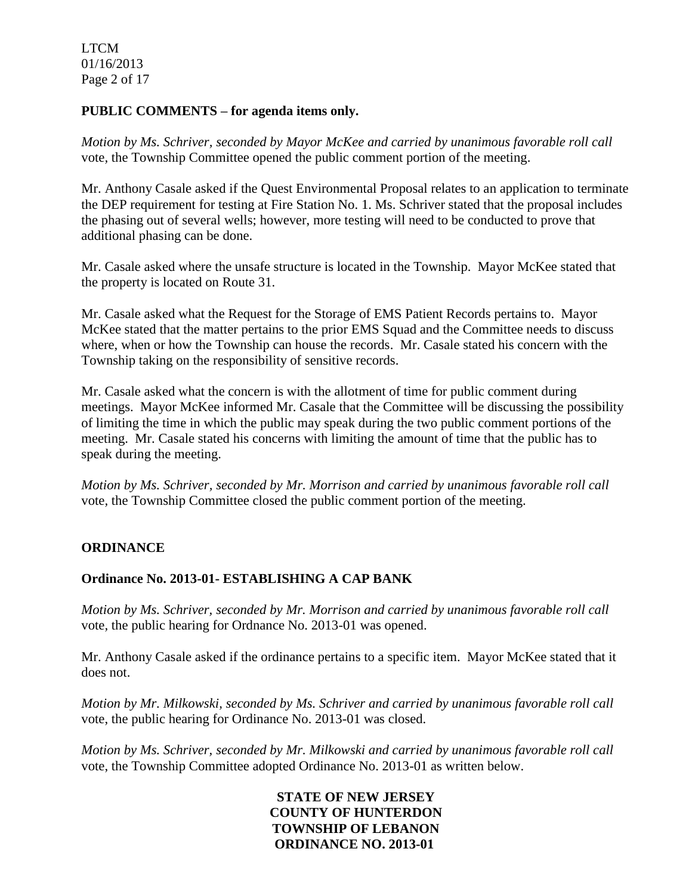**PUBLIC COMMENTS – for agenda items only.**

*Motion by Ms. Schriver, seconded by Mayor McKee and carried by unanimous favorable roll call* vote, the Township Committee opened the public comment portion of the meeting.

Mr. Anthony Casale asked if the Quest Environmental Proposal relates to an application to terminate the DEP requirement for testing at Fire Station No. 1. Ms. Schriver stated that the proposal includes the phasing out of several wells; however, more testing will need to be conducted to prove that additional phasing can be done.

Mr. Casale asked where the unsafe structure is located in the Township. Mayor McKee stated that the property is located on Route 31.

Mr. Casale asked what the Request for the Storage of EMS Patient Records pertains to. Mayor McKee stated that the matter pertains to the prior EMS Squad and the Committee needs to discuss where, when or how the Township can house the records. Mr. Casale stated his concern with the Township taking on the responsibility of sensitive records.

Mr. Casale asked what the concern is with the allotment of time for public comment during meetings. Mayor McKee informed Mr. Casale that the Committee will be discussing the possibility of limiting the time in which the public may speak during the two public comment portions of the meeting. Mr. Casale stated his concerns with limiting the amount of time that the public has to speak during the meeting.

*Motion by Ms. Schriver, seconded by Mr. Morrison and carried by unanimous favorable roll call* vote, the Township Committee closed the public comment portion of the meeting.

**ORDINANCE**

**Ordinance No. 2013-01- ESTABLISHING A CAP BANK**

*Motion by Ms. Schriver, seconded by Mr. Morrison and carried by unanimous favorable roll call* vote, the public hearing for Ordnance No. 2013-01 was opened.

Mr. Anthony Casale asked if the ordinance pertains to a specific item. Mayor McKee stated that it does not.

*Motion by Mr. Milkowski, seconded by Ms. Schriver and carried by unanimous favorable roll call* vote, the public hearing for Ordinance No. 2013-01 was closed.

*Motion by Ms. Schriver, seconded by Mr. Milkowski and carried by unanimous favorable roll call* vote, the Township Committee adopted Ordinance No. 2013-01 as written below.

**STATE OF NEW JERSEY**
**COUNTY OF HUNTERDON**
**TOWNSHIP OF LEBANON**
**ORDINANCE NO. 2013-01**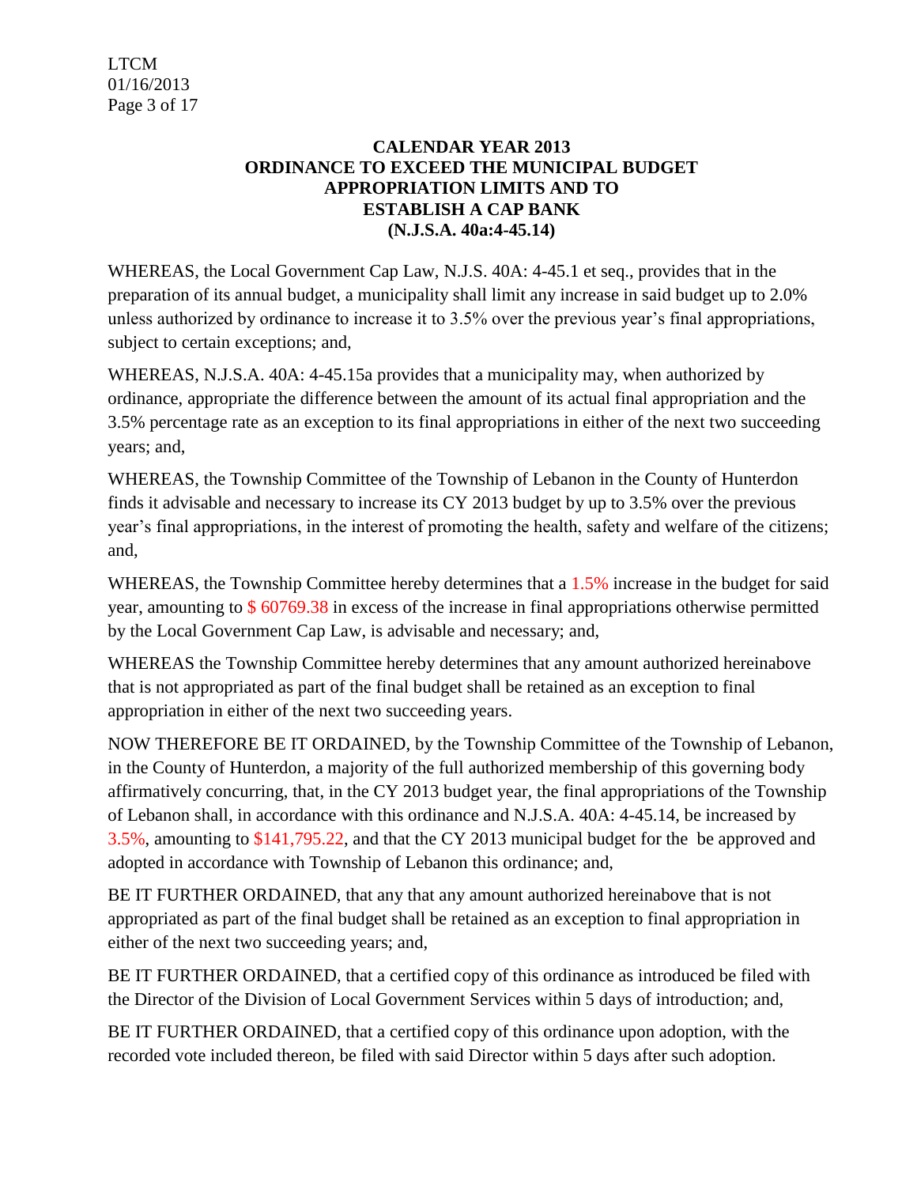**CALENDAR YEAR 2013**
**ORDINANCE TO EXCEED THE MUNICIPAL BUDGET APPROPRIATION LIMITS AND TO ESTABLISH A CAP BANK**
**(N.J.S.A. 40a:4-45.14)**

WHEREAS, the Local Government Cap Law, N.J.S. 40A: 4-45.1 et seq., provides that in the preparation of its annual budget, a municipality shall limit any increase in said budget up to 2.0% unless authorized by ordinance to increase it to 3.5% over the previous year's final appropriations, subject to certain exceptions; and,

WHEREAS, N.J.S.A. 40A: 4-45.15a provides that a municipality may, when authorized by ordinance, appropriate the difference between the amount of its actual final appropriation and the 3.5% percentage rate as an exception to its final appropriations in either of the next two succeeding years; and,

WHEREAS, the Township Committee of the Township of Lebanon in the County of Hunterdon finds it advisable and necessary to increase its CY 2013 budget by up to 3.5% over the previous year's final appropriations, in the interest of promoting the health, safety and welfare of the citizens; and,

WHEREAS, the Township Committee hereby determines that a 1.5% increase in the budget for said year, amounting to $ 60769.38 in excess of the increase in final appropriations otherwise permitted by the Local Government Cap Law, is advisable and necessary; and,

WHEREAS the Township Committee hereby determines that any amount authorized hereinabove that is not appropriated as part of the final budget shall be retained as an exception to final appropriation in either of the next two succeeding years.

NOW THEREFORE BE IT ORDAINED, by the Township Committee of the Township of Lebanon, in the County of Hunterdon, a majority of the full authorized membership of this governing body affirmatively concurring, that, in the CY 2013 budget year, the final appropriations of the Township of Lebanon shall, in accordance with this ordinance and N.J.S.A. 40A: 4-45.14, be increased by 3.5%, amounting to $141,795.22, and that the CY 2013 municipal budget for the be approved and adopted in accordance with Township of Lebanon this ordinance; and,

BE IT FURTHER ORDAINED, that any that any amount authorized hereinabove that is not appropriated as part of the final budget shall be retained as an exception to final appropriation in either of the next two succeeding years; and,

BE IT FURTHER ORDAINED, that a certified copy of this ordinance as introduced be filed with the Director of the Division of Local Government Services within 5 days of introduction; and,

BE IT FURTHER ORDAINED, that a certified copy of this ordinance upon adoption, with the recorded vote included thereon, be filed with said Director within 5 days after such adoption.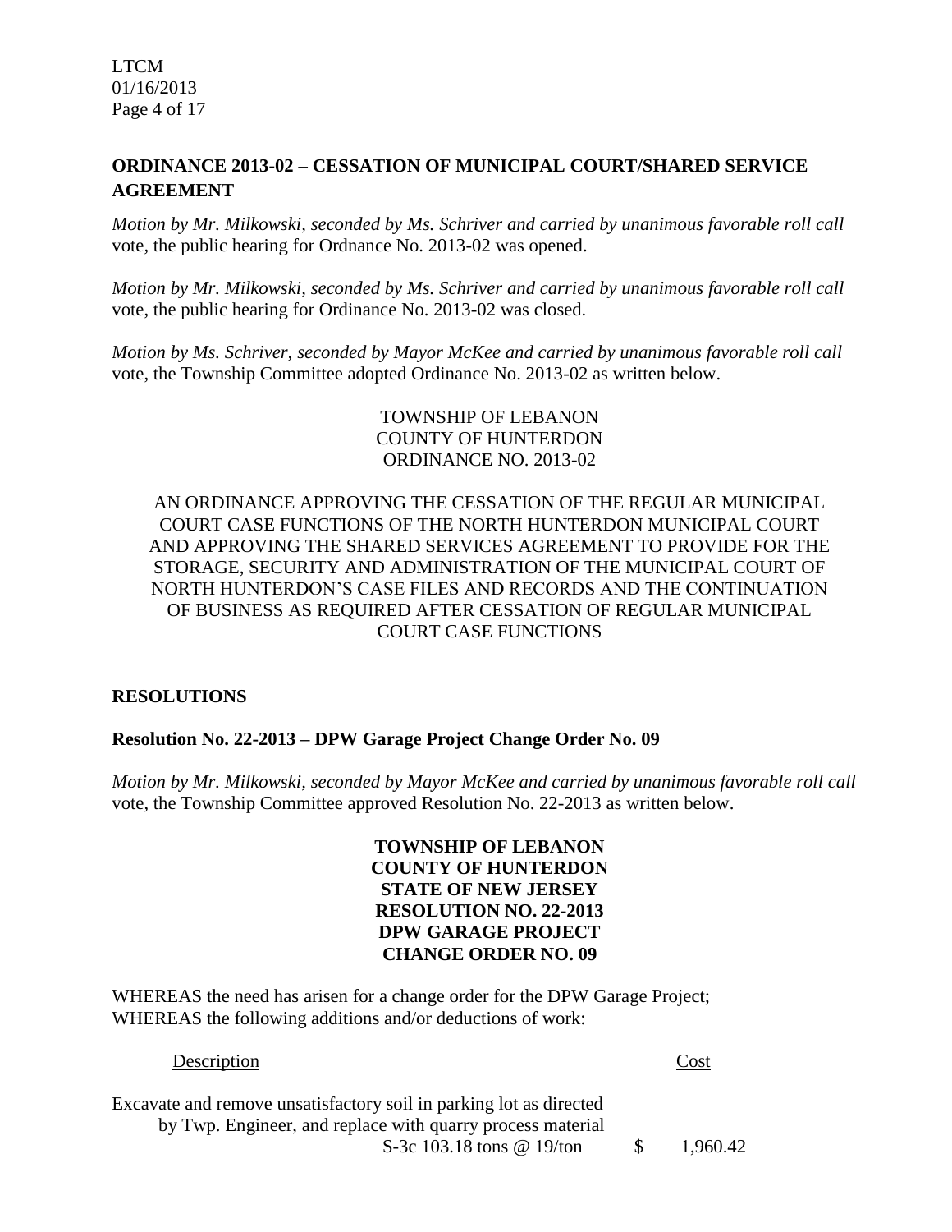## ORDINANCE 2013-02 – CESSATION OF MUNICIPAL COURT/SHARED SERVICE AGREEMENT

*Motion by Mr. Milkowski, seconded by Ms. Schriver and carried by unanimous favorable roll call* vote, the public hearing for Ordnance No. 2013-02 was opened.

*Motion by Mr. Milkowski, seconded by Ms. Schriver and carried by unanimous favorable roll call* vote, the public hearing for Ordinance No. 2013-02 was closed.

*Motion by Ms. Schriver, seconded by Mayor McKee and carried by unanimous favorable roll call* vote, the Township Committee adopted Ordinance No. 2013-02 as written below.

TOWNSHIP OF LEBANON
COUNTY OF HUNTERDON
ORDINANCE NO. 2013-02

AN ORDINANCE APPROVING THE CESSATION OF THE REGULAR MUNICIPAL COURT CASE FUNCTIONS OF THE NORTH HUNTERDON MUNICIPAL COURT AND APPROVING THE SHARED SERVICES AGREEMENT TO PROVIDE FOR THE STORAGE, SECURITY AND ADMINISTRATION OF THE MUNICIPAL COURT OF NORTH HUNTERDON'S CASE FILES AND RECORDS AND THE CONTINUATION OF BUSINESS AS REQUIRED AFTER CESSATION OF REGULAR MUNICIPAL COURT CASE FUNCTIONS

## RESOLUTIONS

### Resolution No. 22-2013 – DPW Garage Project Change Order No. 09

*Motion by Mr. Milkowski, seconded by Mayor McKee and carried by unanimous favorable roll call* vote, the Township Committee approved Resolution No. 22-2013 as written below.

**TOWNSHIP OF LEBANON**
**COUNTY OF HUNTERDON**
**STATE OF NEW JERSEY**
**RESOLUTION NO. 22-2013**
**DPW GARAGE PROJECT**
**CHANGE ORDER NO. 09**

WHEREAS the need has arisen for a change order for the DPW Garage Project;
WHEREAS the following additions and/or deductions of work:

| Description | Cost |
|---|---|
| Excavate and remove unsatisfactory soil in parking lot as directed by Twp. Engineer, and replace with quarry process material S-3c 103.18 tons @ 19/ton | $ 1,960.42 |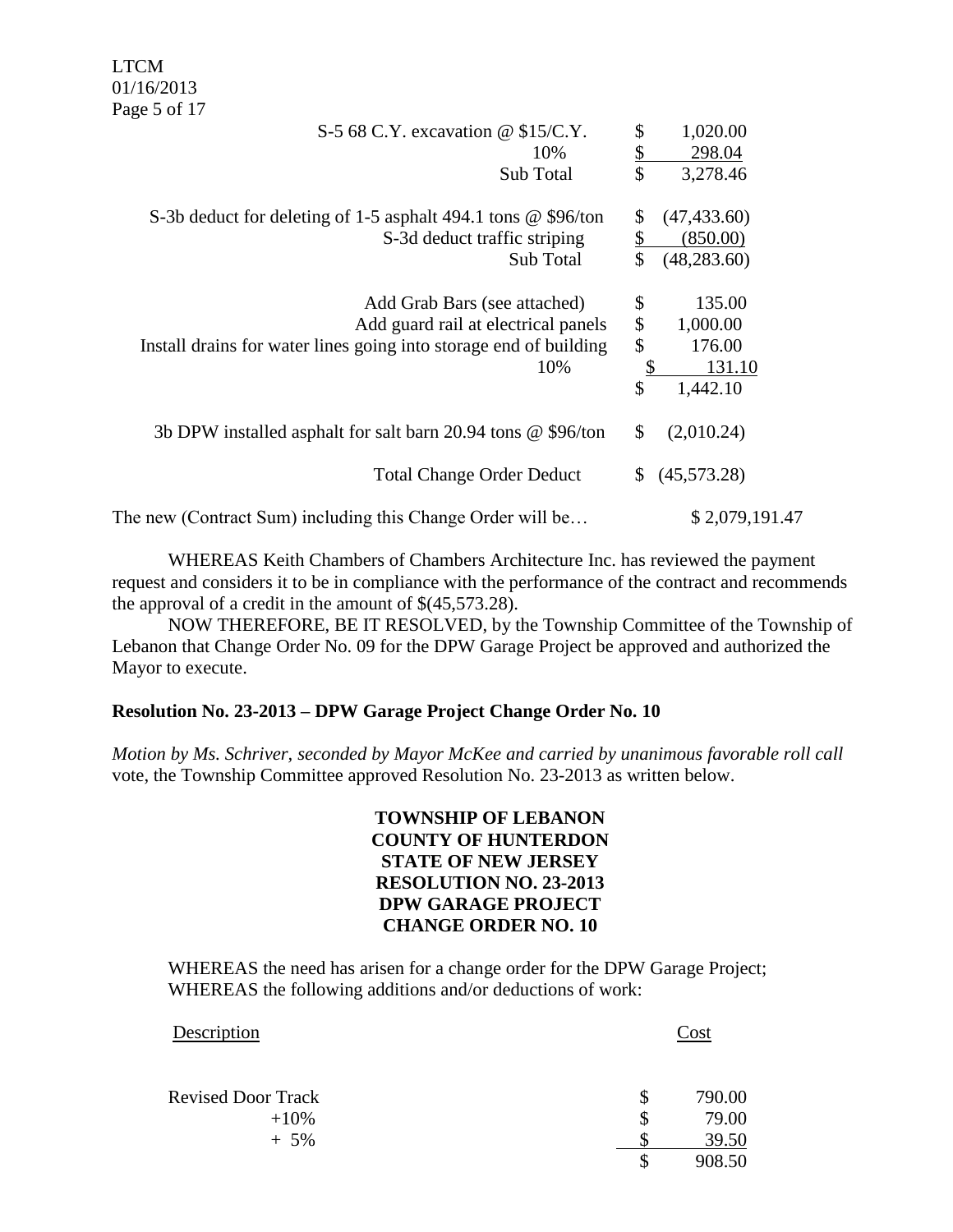| Description | Amount |
|---|---|
| S-5 68 C.Y. excavation @ $15/C.Y. | $ 1,020.00 |
| 10% | $ 298.04 |
| Sub Total | $ 3,278.46 |
| | |
| S-3b deduct for deleting of 1-5 asphalt 494.1 tons @ $96/ton | $ (47,433.60) |
| S-3d deduct traffic striping | $ (850.00) |
| Sub Total | $ (48,283.60) |
| | |
| Add Grab Bars (see attached) | $ 135.00 |
| Add guard rail at electrical panels | $ 1,000.00 |
| Install drains for water lines going into storage end of building | $ 176.00 |
| 10% | $ 131.10 |
| | $ 1,442.10 |
| | |
| 3b DPW installed asphalt for salt barn 20.94 tons @ $96/ton | $ (2,010.24) |
| | |
| Total Change Order Deduct | $ (45,573.28) |

The new (Contract Sum) including this Change Order will be… $ 2,079,191.47

WHEREAS Keith Chambers of Chambers Architecture Inc. has reviewed the payment request and considers it to be in compliance with the performance of the contract and recommends the approval of a credit in the amount of $(45,573.28).

NOW THEREFORE, BE IT RESOLVED, by the Township Committee of the Township of Lebanon that Change Order No. 09 for the DPW Garage Project be approved and authorized the Mayor to execute.

**Resolution No. 23-2013 – DPW Garage Project Change Order No. 10**

*Motion by Ms. Schriver, seconded by Mayor McKee and carried by unanimous favorable roll call* vote, the Township Committee approved Resolution No. 23-2013 as written below.

**TOWNSHIP OF LEBANON**
**COUNTY OF HUNTERDON**
**STATE OF NEW JERSEY**
**RESOLUTION NO. 23-2013**
**DPW GARAGE PROJECT**
**CHANGE ORDER NO. 10**

WHEREAS the need has arisen for a change order for the DPW Garage Project;
WHEREAS the following additions and/or deductions of work:

| Description | Cost |
|---|---|
| Revised Door Track | $ 790.00 |
| +10% | $ 79.00 |
| + 5% | $ 39.50 |
| | $ 908.50 |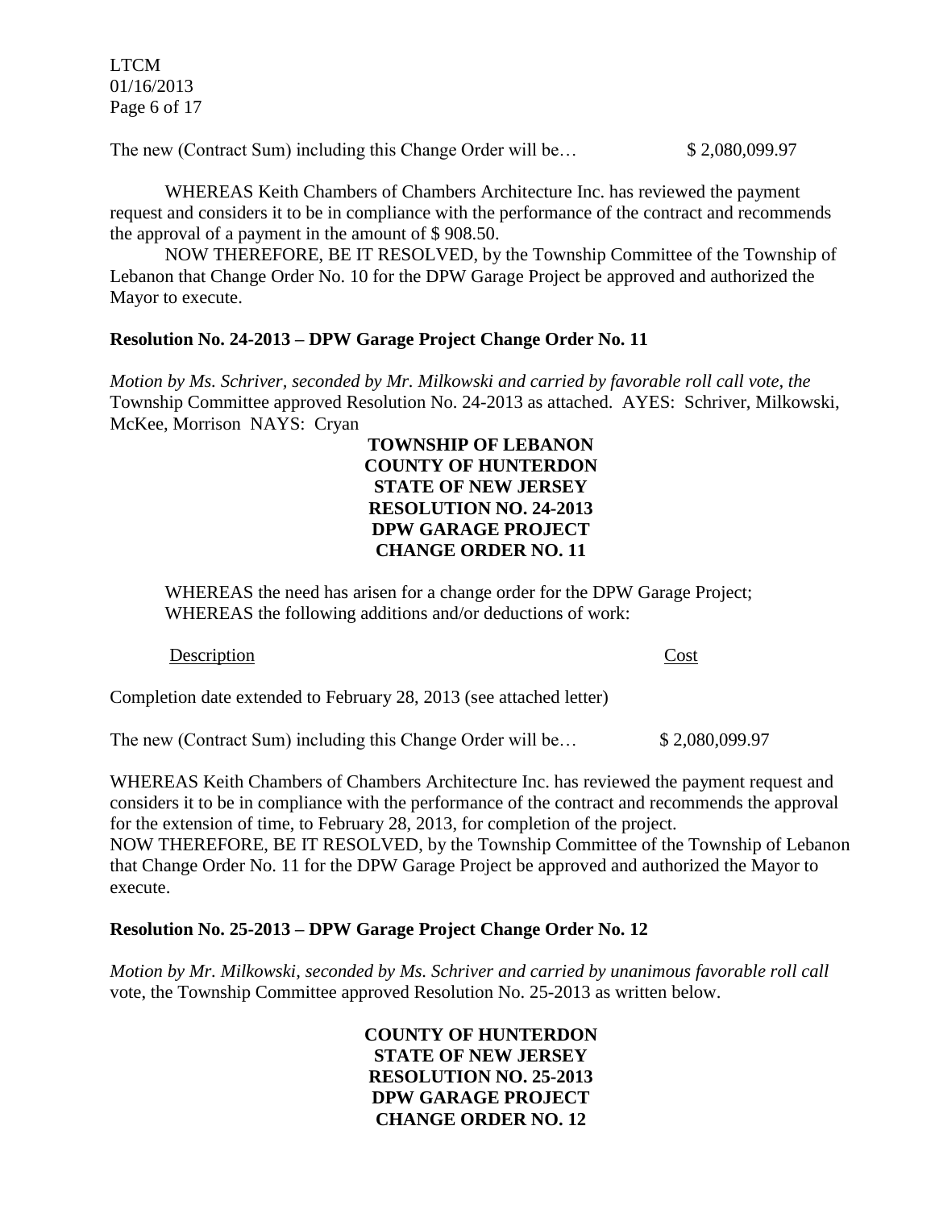The new (Contract Sum) including this Change Order will be… $ 2,080,099.97

WHEREAS Keith Chambers of Chambers Architecture Inc. has reviewed the payment request and considers it to be in compliance with the performance of the contract and recommends the approval of a payment in the amount of $ 908.50.

NOW THEREFORE, BE IT RESOLVED, by the Township Committee of the Township of Lebanon that Change Order No. 10 for the DPW Garage Project be approved and authorized the Mayor to execute.

**Resolution No. 24-2013 – DPW Garage Project Change Order No. 11**

*Motion by Ms. Schriver, seconded by Mr. Milkowski and carried by favorable roll call vote, the* Township Committee approved Resolution No. 24-2013 as attached. AYES: Schriver, Milkowski, McKee, Morrison NAYS: Cryan

**TOWNSHIP OF LEBANON**
**COUNTY OF HUNTERDON**
**STATE OF NEW JERSEY**
**RESOLUTION NO. 24-2013**
**DPW GARAGE PROJECT**
**CHANGE ORDER NO. 11**

WHEREAS the need has arisen for a change order for the DPW Garage Project;
WHEREAS the following additions and/or deductions of work:

| Description | Cost |
| --- | --- |
| Completion date extended to February 28, 2013 (see attached letter) | |

The new (Contract Sum) including this Change Order will be… $ 2,080,099.97

WHEREAS Keith Chambers of Chambers Architecture Inc. has reviewed the payment request and considers it to be in compliance with the performance of the contract and recommends the approval for the extension of time, to February 28, 2013, for completion of the project.
NOW THEREFORE, BE IT RESOLVED, by the Township Committee of the Township of Lebanon that Change Order No. 11 for the DPW Garage Project be approved and authorized the Mayor to execute.

**Resolution No. 25-2013 – DPW Garage Project Change Order No. 12**

*Motion by Mr. Milkowski, seconded by Ms. Schriver and carried by unanimous favorable roll call* vote, the Township Committee approved Resolution No. 25-2013 as written below.

**COUNTY OF HUNTERDON**
**STATE OF NEW JERSEY**
**RESOLUTION NO. 25-2013**
**DPW GARAGE PROJECT**
**CHANGE ORDER NO. 12**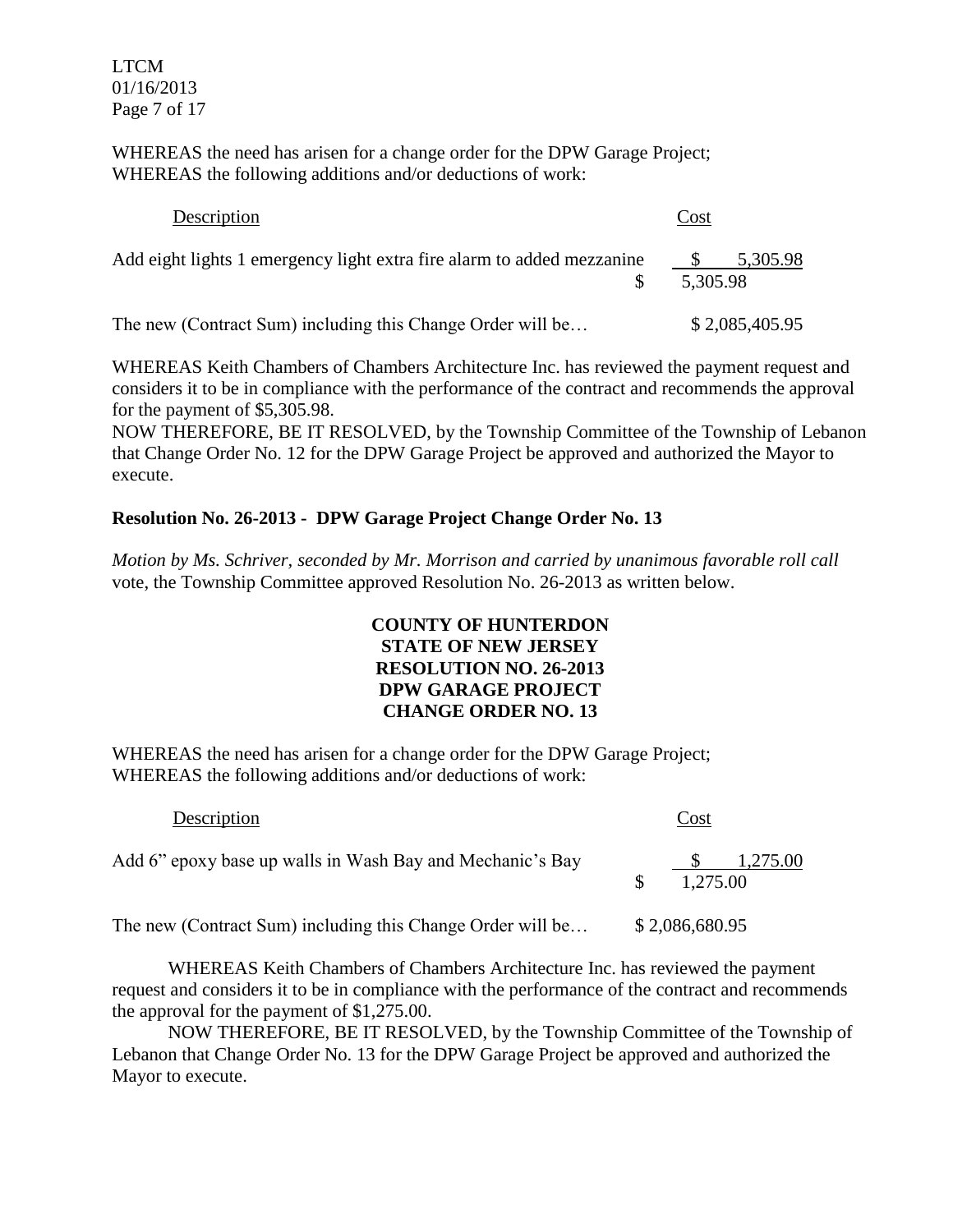WHEREAS the need has arisen for a change order for the DPW Garage Project;
WHEREAS the following additions and/or deductions of work:

| Description | Cost |
|---|---|
| Add eight lights 1 emergency light extra fire alarm to added mezzanine | \$ 5,305.98 |
| | \$ 5,305.98 |

The new (Contract Sum) including this Change Order will be… \$ 2,085,405.95

WHEREAS Keith Chambers of Chambers Architecture Inc. has reviewed the payment request and considers it to be in compliance with the performance of the contract and recommends the approval for the payment of \$5,305.98.
NOW THEREFORE, BE IT RESOLVED, by the Township Committee of the Township of Lebanon that Change Order No. 12 for the DPW Garage Project be approved and authorized the Mayor to execute.

**Resolution No. 26-2013 - DPW Garage Project Change Order No. 13**

*Motion by Ms. Schriver, seconded by Mr. Morrison and carried by unanimous favorable roll call* vote, the Township Committee approved Resolution No. 26-2013 as written below.

**COUNTY OF HUNTERDON**
**STATE OF NEW JERSEY**
**RESOLUTION NO. 26-2013**
**DPW GARAGE PROJECT**
**CHANGE ORDER NO. 13**

WHEREAS the need has arisen for a change order for the DPW Garage Project;
WHEREAS the following additions and/or deductions of work:

| Description | Cost |
|---|---|
| Add 6" epoxy base up walls in Wash Bay and Mechanic's Bay | \$ 1,275.00 |
| | \$ 1,275.00 |

The new (Contract Sum) including this Change Order will be… \$ 2,086,680.95

WHEREAS Keith Chambers of Chambers Architecture Inc. has reviewed the payment request and considers it to be in compliance with the performance of the contract and recommends the approval for the payment of \$1,275.00.

NOW THEREFORE, BE IT RESOLVED, by the Township Committee of the Township of Lebanon that Change Order No. 13 for the DPW Garage Project be approved and authorized the Mayor to execute.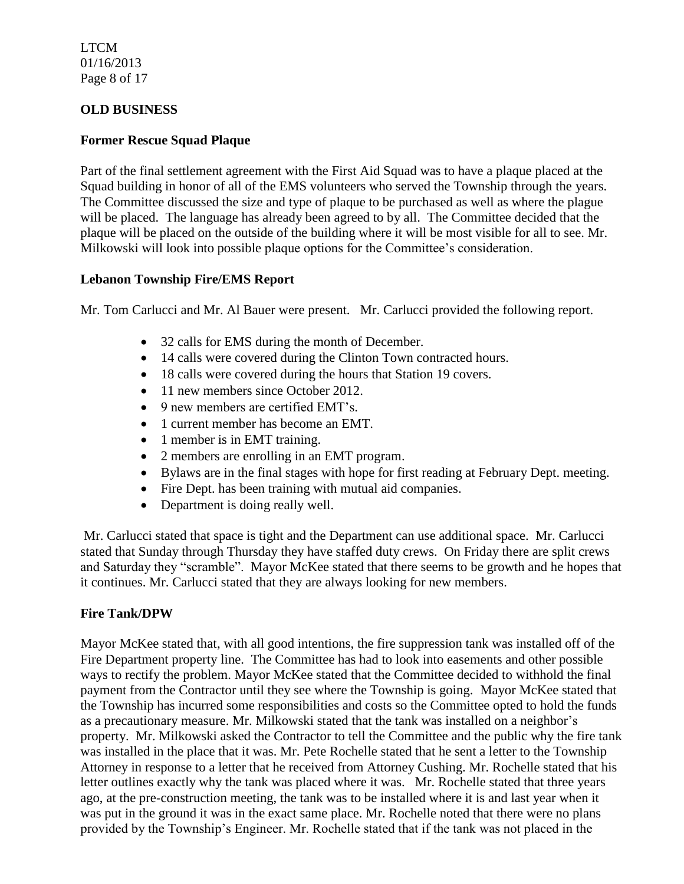## OLD BUSINESS

### Former Rescue Squad Plaque

Part of the final settlement agreement with the First Aid Squad was to have a plaque placed at the Squad building in honor of all of the EMS volunteers who served the Township through the years. The Committee discussed the size and type of plaque to be purchased as well as where the plague will be placed. The language has already been agreed to by all. The Committee decided that the plaque will be placed on the outside of the building where it will be most visible for all to see. Mr. Milkowski will look into possible plaque options for the Committee's consideration.

### Lebanon Township Fire/EMS Report

Mr. Tom Carlucci and Mr. Al Bauer were present. Mr. Carlucci provided the following report.

- 32 calls for EMS during the month of December.
- 14 calls were covered during the Clinton Town contracted hours.
- 18 calls were covered during the hours that Station 19 covers.
- 11 new members since October 2012.
- 9 new members are certified EMT's.
- 1 current member has become an EMT.
- 1 member is in EMT training.
- 2 members are enrolling in an EMT program.
- Bylaws are in the final stages with hope for first reading at February Dept. meeting.
- Fire Dept. has been training with mutual aid companies.
- Department is doing really well.

Mr. Carlucci stated that space is tight and the Department can use additional space. Mr. Carlucci stated that Sunday through Thursday they have staffed duty crews. On Friday there are split crews and Saturday they "scramble". Mayor McKee stated that there seems to be growth and he hopes that it continues. Mr. Carlucci stated that they are always looking for new members.

### Fire Tank/DPW

Mayor McKee stated that, with all good intentions, the fire suppression tank was installed off of the Fire Department property line. The Committee has had to look into easements and other possible ways to rectify the problem. Mayor McKee stated that the Committee decided to withhold the final payment from the Contractor until they see where the Township is going. Mayor McKee stated that the Township has incurred some responsibilities and costs so the Committee opted to hold the funds as a precautionary measure. Mr. Milkowski stated that the tank was installed on a neighbor's property. Mr. Milkowski asked the Contractor to tell the Committee and the public why the fire tank was installed in the place that it was. Mr. Pete Rochelle stated that he sent a letter to the Township Attorney in response to a letter that he received from Attorney Cushing. Mr. Rochelle stated that his letter outlines exactly why the tank was placed where it was. Mr. Rochelle stated that three years ago, at the pre-construction meeting, the tank was to be installed where it is and last year when it was put in the ground it was in the exact same place. Mr. Rochelle noted that there were no plans provided by the Township's Engineer. Mr. Rochelle stated that if the tank was not placed in the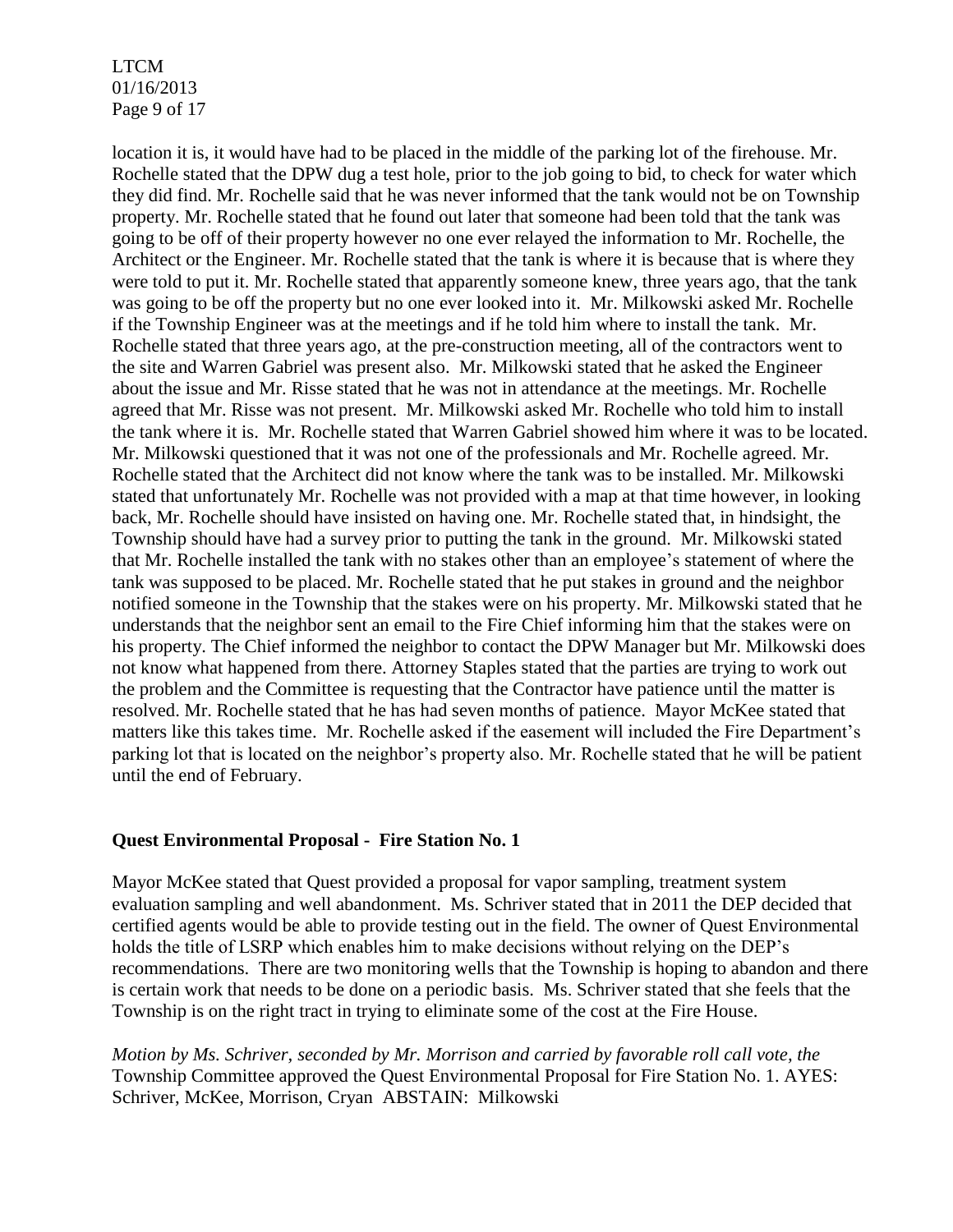location it is, it would have had to be placed in the middle of the parking lot of the firehouse. Mr. Rochelle stated that the DPW dug a test hole, prior to the job going to bid, to check for water which they did find. Mr. Rochelle said that he was never informed that the tank would not be on Township property. Mr. Rochelle stated that he found out later that someone had been told that the tank was going to be off of their property however no one ever relayed the information to Mr. Rochelle, the Architect or the Engineer. Mr. Rochelle stated that the tank is where it is because that is where they were told to put it. Mr. Rochelle stated that apparently someone knew, three years ago, that the tank was going to be off the property but no one ever looked into it. Mr. Milkowski asked Mr. Rochelle if the Township Engineer was at the meetings and if he told him where to install the tank. Mr. Rochelle stated that three years ago, at the pre-construction meeting, all of the contractors went to the site and Warren Gabriel was present also. Mr. Milkowski stated that he asked the Engineer about the issue and Mr. Risse stated that he was not in attendance at the meetings. Mr. Rochelle agreed that Mr. Risse was not present. Mr. Milkowski asked Mr. Rochelle who told him to install the tank where it is. Mr. Rochelle stated that Warren Gabriel showed him where it was to be located. Mr. Milkowski questioned that it was not one of the professionals and Mr. Rochelle agreed. Mr. Rochelle stated that the Architect did not know where the tank was to be installed. Mr. Milkowski stated that unfortunately Mr. Rochelle was not provided with a map at that time however, in looking back, Mr. Rochelle should have insisted on having one. Mr. Rochelle stated that, in hindsight, the Township should have had a survey prior to putting the tank in the ground. Mr. Milkowski stated that Mr. Rochelle installed the tank with no stakes other than an employee's statement of where the tank was supposed to be placed. Mr. Rochelle stated that he put stakes in ground and the neighbor notified someone in the Township that the stakes were on his property. Mr. Milkowski stated that he understands that the neighbor sent an email to the Fire Chief informing him that the stakes were on his property. The Chief informed the neighbor to contact the DPW Manager but Mr. Milkowski does not know what happened from there. Attorney Staples stated that the parties are trying to work out the problem and the Committee is requesting that the Contractor have patience until the matter is resolved. Mr. Rochelle stated that he has had seven months of patience. Mayor McKee stated that matters like this takes time. Mr. Rochelle asked if the easement will included the Fire Department's parking lot that is located on the neighbor's property also. Mr. Rochelle stated that he will be patient until the end of February.

**Quest Environmental Proposal - Fire Station No. 1**

Mayor McKee stated that Quest provided a proposal for vapor sampling, treatment system evaluation sampling and well abandonment. Ms. Schriver stated that in 2011 the DEP decided that certified agents would be able to provide testing out in the field. The owner of Quest Environmental holds the title of LSRP which enables him to make decisions without relying on the DEP's recommendations. There are two monitoring wells that the Township is hoping to abandon and there is certain work that needs to be done on a periodic basis. Ms. Schriver stated that she feels that the Township is on the right tract in trying to eliminate some of the cost at the Fire House.

*Motion by Ms. Schriver, seconded by Mr. Morrison and carried by favorable roll call vote, the* Township Committee approved the Quest Environmental Proposal for Fire Station No. 1. AYES: Schriver, McKee, Morrison, Cryan ABSTAIN: Milkowski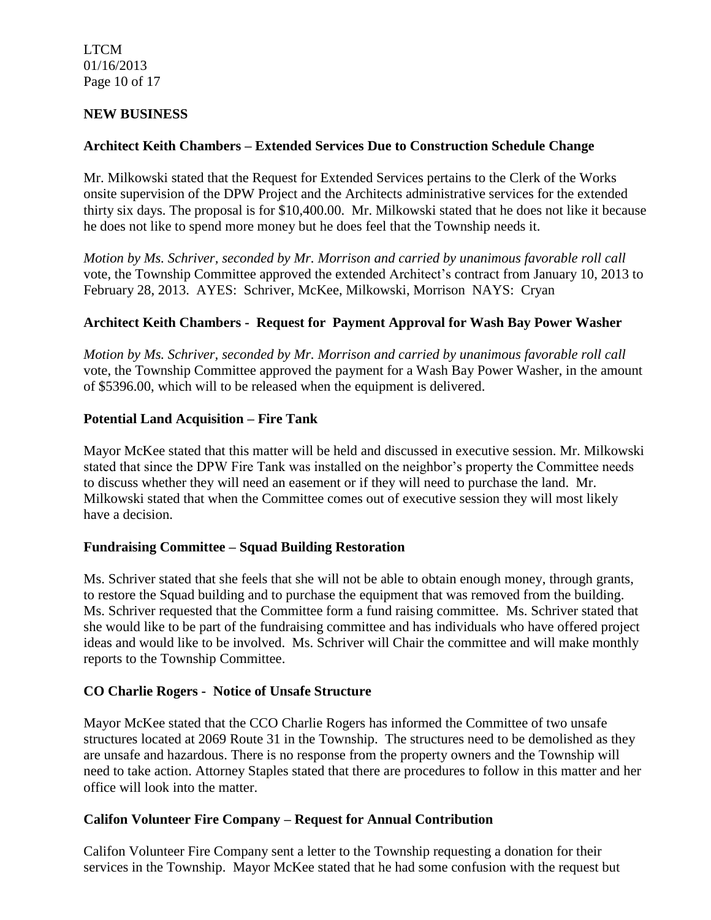## NEW BUSINESS

### Architect Keith Chambers – Extended Services Due to Construction Schedule Change

Mr. Milkowski stated that the Request for Extended Services pertains to the Clerk of the Works onsite supervision of the DPW Project and the Architects administrative services for the extended thirty six days. The proposal is for $10,400.00. Mr. Milkowski stated that he does not like it because he does not like to spend more money but he does feel that the Township needs it.

*Motion by Ms. Schriver, seconded by Mr. Morrison and carried by unanimous favorable roll call* vote, the Township Committee approved the extended Architect's contract from January 10, 2013 to February 28, 2013. AYES: Schriver, McKee, Milkowski, Morrison NAYS: Cryan

### Architect Keith Chambers - Request for Payment Approval for Wash Bay Power Washer

*Motion by Ms. Schriver, seconded by Mr. Morrison and carried by unanimous favorable roll call* vote, the Township Committee approved the payment for a Wash Bay Power Washer, in the amount of $5396.00, which will to be released when the equipment is delivered.

### Potential Land Acquisition – Fire Tank

Mayor McKee stated that this matter will be held and discussed in executive session. Mr. Milkowski stated that since the DPW Fire Tank was installed on the neighbor's property the Committee needs to discuss whether they will need an easement or if they will need to purchase the land. Mr. Milkowski stated that when the Committee comes out of executive session they will most likely have a decision.

### Fundraising Committee – Squad Building Restoration

Ms. Schriver stated that she feels that she will not be able to obtain enough money, through grants, to restore the Squad building and to purchase the equipment that was removed from the building. Ms. Schriver requested that the Committee form a fund raising committee. Ms. Schriver stated that she would like to be part of the fundraising committee and has individuals who have offered project ideas and would like to be involved. Ms. Schriver will Chair the committee and will make monthly reports to the Township Committee.

### CO Charlie Rogers - Notice of Unsafe Structure

Mayor McKee stated that the CCO Charlie Rogers has informed the Committee of two unsafe structures located at 2069 Route 31 in the Township. The structures need to be demolished as they are unsafe and hazardous. There is no response from the property owners and the Township will need to take action. Attorney Staples stated that there are procedures to follow in this matter and her office will look into the matter.

### Califon Volunteer Fire Company – Request for Annual Contribution

Califon Volunteer Fire Company sent a letter to the Township requesting a donation for their services in the Township. Mayor McKee stated that he had some confusion with the request but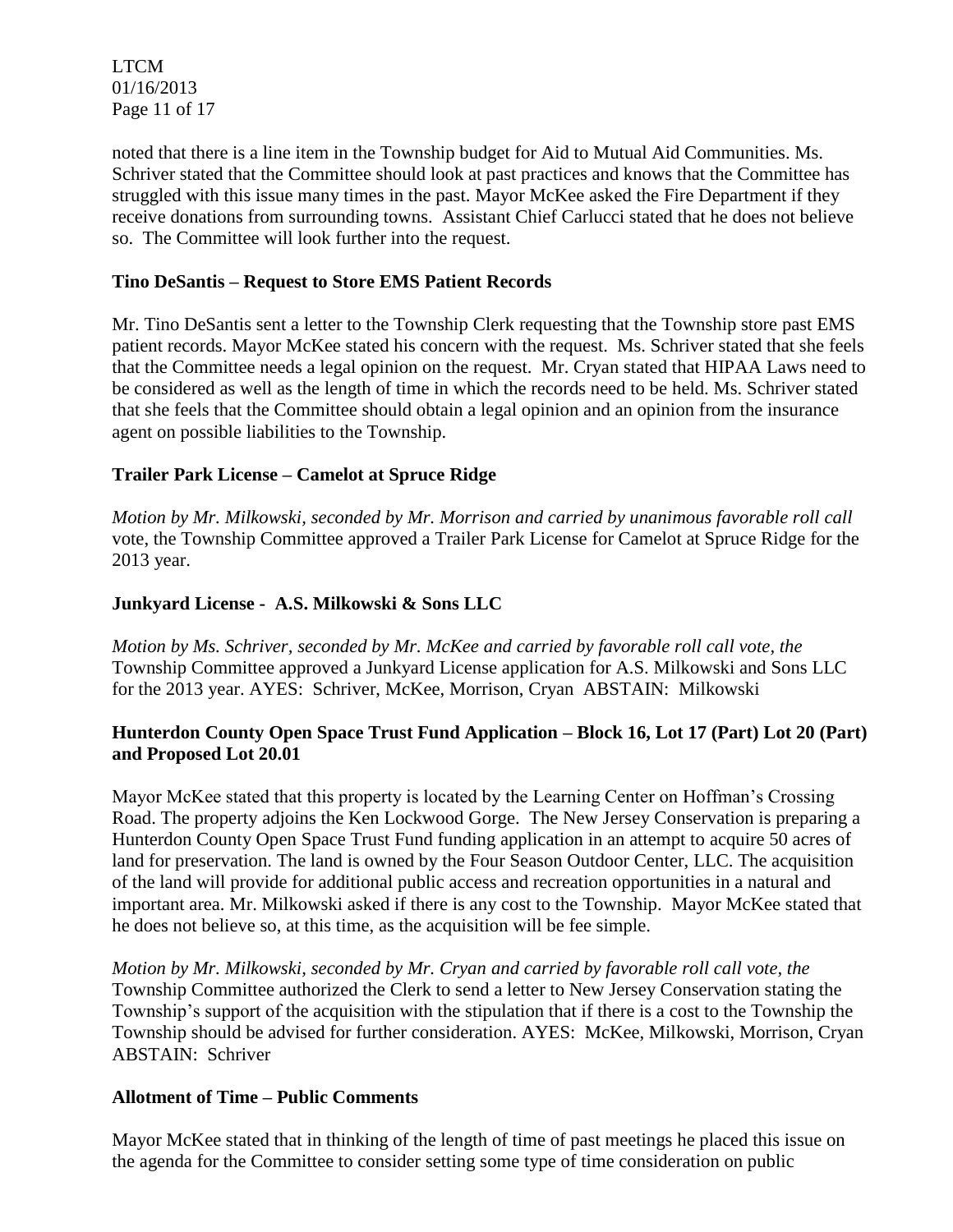noted that there is a line item in the Township budget for Aid to Mutual Aid Communities. Ms. Schriver stated that the Committee should look at past practices and knows that the Committee has struggled with this issue many times in the past. Mayor McKee asked the Fire Department if they receive donations from surrounding towns. Assistant Chief Carlucci stated that he does not believe so. The Committee will look further into the request.

**Tino DeSantis – Request to Store EMS Patient Records**

Mr. Tino DeSantis sent a letter to the Township Clerk requesting that the Township store past EMS patient records. Mayor McKee stated his concern with the request. Ms. Schriver stated that she feels that the Committee needs a legal opinion on the request. Mr. Cryan stated that HIPAA Laws need to be considered as well as the length of time in which the records need to be held. Ms. Schriver stated that she feels that the Committee should obtain a legal opinion and an opinion from the insurance agent on possible liabilities to the Township.

**Trailer Park License – Camelot at Spruce Ridge**

*Motion by Mr. Milkowski, seconded by Mr. Morrison and carried by unanimous favorable roll call* vote, the Township Committee approved a Trailer Park License for Camelot at Spruce Ridge for the 2013 year.

**Junkyard License - A.S. Milkowski & Sons LLC**

*Motion by Ms. Schriver, seconded by Mr. McKee and carried by favorable roll call vote, the* Township Committee approved a Junkyard License application for A.S. Milkowski and Sons LLC for the 2013 year. AYES: Schriver, McKee, Morrison, Cryan ABSTAIN: Milkowski

**Hunterdon County Open Space Trust Fund Application – Block 16, Lot 17 (Part) Lot 20 (Part) and Proposed Lot 20.01**

Mayor McKee stated that this property is located by the Learning Center on Hoffman's Crossing Road. The property adjoins the Ken Lockwood Gorge. The New Jersey Conservation is preparing a Hunterdon County Open Space Trust Fund funding application in an attempt to acquire 50 acres of land for preservation. The land is owned by the Four Season Outdoor Center, LLC. The acquisition of the land will provide for additional public access and recreation opportunities in a natural and important area. Mr. Milkowski asked if there is any cost to the Township. Mayor McKee stated that he does not believe so, at this time, as the acquisition will be fee simple.

*Motion by Mr. Milkowski, seconded by Mr. Cryan and carried by favorable roll call vote, the* Township Committee authorized the Clerk to send a letter to New Jersey Conservation stating the Township's support of the acquisition with the stipulation that if there is a cost to the Township the Township should be advised for further consideration. AYES: McKee, Milkowski, Morrison, Cryan ABSTAIN: Schriver

**Allotment of Time – Public Comments**

Mayor McKee stated that in thinking of the length of time of past meetings he placed this issue on the agenda for the Committee to consider setting some type of time consideration on public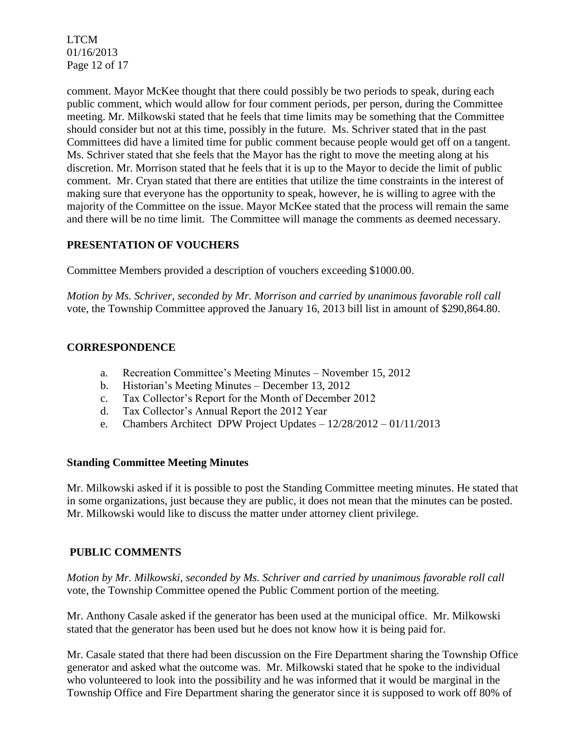comment. Mayor McKee thought that there could possibly be two periods to speak, during each public comment, which would allow for four comment periods, per person, during the Committee meeting. Mr. Milkowski stated that he feels that time limits may be something that the Committee should consider but not at this time, possibly in the future. Ms. Schriver stated that in the past Committees did have a limited time for public comment because people would get off on a tangent. Ms. Schriver stated that she feels that the Mayor has the right to move the meeting along at his discretion. Mr. Morrison stated that he feels that it is up to the Mayor to decide the limit of public comment. Mr. Cryan stated that there are entities that utilize the time constraints in the interest of making sure that everyone has the opportunity to speak, however, he is willing to agree with the majority of the Committee on the issue. Mayor McKee stated that the process will remain the same and there will be no time limit. The Committee will manage the comments as deemed necessary.

## PRESENTATION OF VOUCHERS

Committee Members provided a description of vouchers exceeding $1000.00.

*Motion by Ms. Schriver, seconded by Mr. Morrison and carried by unanimous favorable roll call* vote, the Township Committee approved the January 16, 2013 bill list in amount of $290,864.80.

## CORRESPONDENCE

a. Recreation Committee's Meeting Minutes – November 15, 2012
b. Historian's Meeting Minutes – December 13, 2012
c. Tax Collector's Report for the Month of December 2012
d. Tax Collector's Annual Report the 2012 Year
e. Chambers Architect DPW Project Updates – 12/28/2012 – 01/11/2013

### Standing Committee Meeting Minutes

Mr. Milkowski asked if it is possible to post the Standing Committee meeting minutes. He stated that in some organizations, just because they are public, it does not mean that the minutes can be posted. Mr. Milkowski would like to discuss the matter under attorney client privilege.

## PUBLIC COMMENTS

*Motion by Mr. Milkowski, seconded by Ms. Schriver and carried by unanimous favorable roll call* vote, the Township Committee opened the Public Comment portion of the meeting.

Mr. Anthony Casale asked if the generator has been used at the municipal office. Mr. Milkowski stated that the generator has been used but he does not know how it is being paid for.

Mr. Casale stated that there had been discussion on the Fire Department sharing the Township Office generator and asked what the outcome was. Mr. Milkowski stated that he spoke to the individual who volunteered to look into the possibility and he was informed that it would be marginal in the Township Office and Fire Department sharing the generator since it is supposed to work off 80% of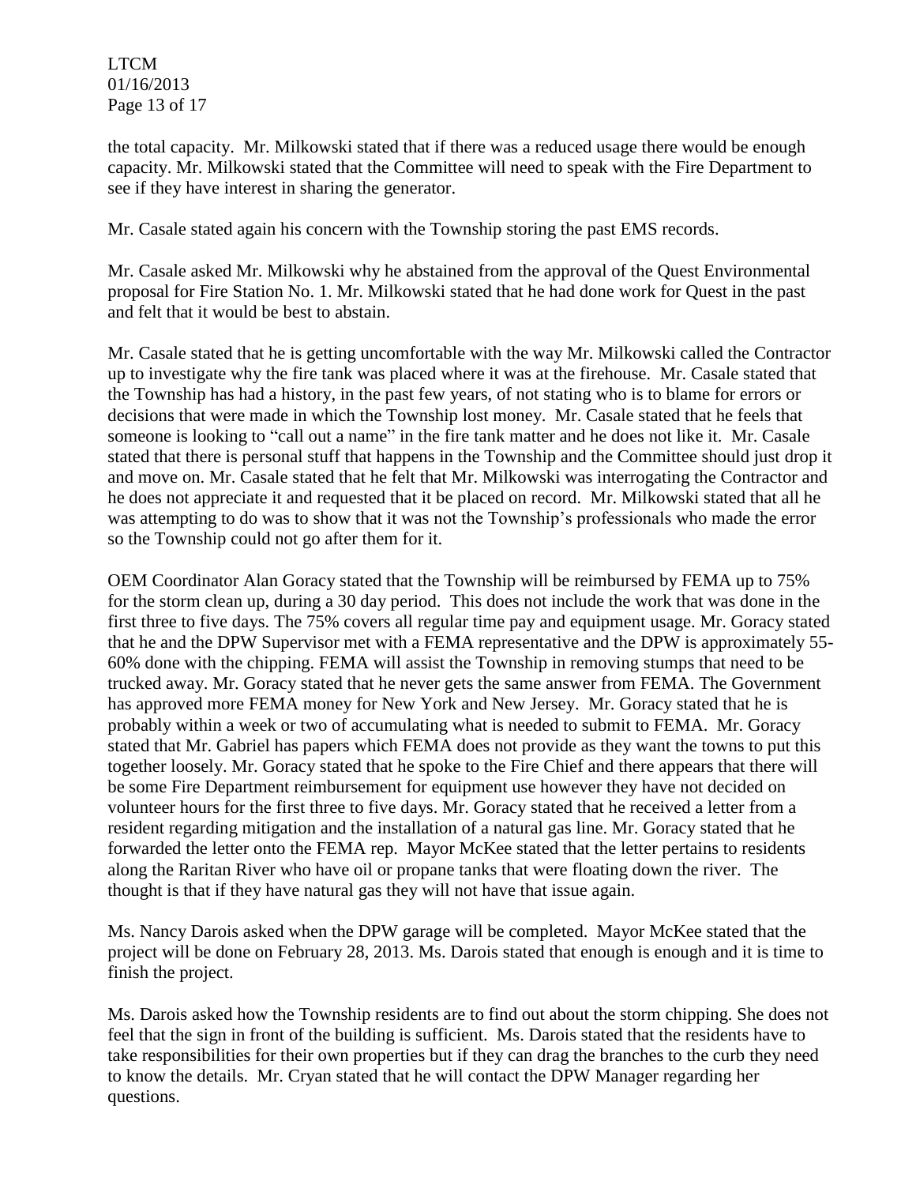the total capacity. Mr. Milkowski stated that if there was a reduced usage there would be enough capacity. Mr. Milkowski stated that the Committee will need to speak with the Fire Department to see if they have interest in sharing the generator.

Mr. Casale stated again his concern with the Township storing the past EMS records.

Mr. Casale asked Mr. Milkowski why he abstained from the approval of the Quest Environmental proposal for Fire Station No. 1. Mr. Milkowski stated that he had done work for Quest in the past and felt that it would be best to abstain.

Mr. Casale stated that he is getting uncomfortable with the way Mr. Milkowski called the Contractor up to investigate why the fire tank was placed where it was at the firehouse. Mr. Casale stated that the Township has had a history, in the past few years, of not stating who is to blame for errors or decisions that were made in which the Township lost money. Mr. Casale stated that he feels that someone is looking to "call out a name" in the fire tank matter and he does not like it. Mr. Casale stated that there is personal stuff that happens in the Township and the Committee should just drop it and move on. Mr. Casale stated that he felt that Mr. Milkowski was interrogating the Contractor and he does not appreciate it and requested that it be placed on record. Mr. Milkowski stated that all he was attempting to do was to show that it was not the Township's professionals who made the error so the Township could not go after them for it.

OEM Coordinator Alan Goracy stated that the Township will be reimbursed by FEMA up to 75% for the storm clean up, during a 30 day period. This does not include the work that was done in the first three to five days. The 75% covers all regular time pay and equipment usage. Mr. Goracy stated that he and the DPW Supervisor met with a FEMA representative and the DPW is approximately 55-60% done with the chipping. FEMA will assist the Township in removing stumps that need to be trucked away. Mr. Goracy stated that he never gets the same answer from FEMA. The Government has approved more FEMA money for New York and New Jersey. Mr. Goracy stated that he is probably within a week or two of accumulating what is needed to submit to FEMA. Mr. Goracy stated that Mr. Gabriel has papers which FEMA does not provide as they want the towns to put this together loosely. Mr. Goracy stated that he spoke to the Fire Chief and there appears that there will be some Fire Department reimbursement for equipment use however they have not decided on volunteer hours for the first three to five days. Mr. Goracy stated that he received a letter from a resident regarding mitigation and the installation of a natural gas line. Mr. Goracy stated that he forwarded the letter onto the FEMA rep. Mayor McKee stated that the letter pertains to residents along the Raritan River who have oil or propane tanks that were floating down the river. The thought is that if they have natural gas they will not have that issue again.

Ms. Nancy Darois asked when the DPW garage will be completed. Mayor McKee stated that the project will be done on February 28, 2013. Ms. Darois stated that enough is enough and it is time to finish the project.

Ms. Darois asked how the Township residents are to find out about the storm chipping. She does not feel that the sign in front of the building is sufficient. Ms. Darois stated that the residents have to take responsibilities for their own properties but if they can drag the branches to the curb they need to know the details. Mr. Cryan stated that he will contact the DPW Manager regarding her questions.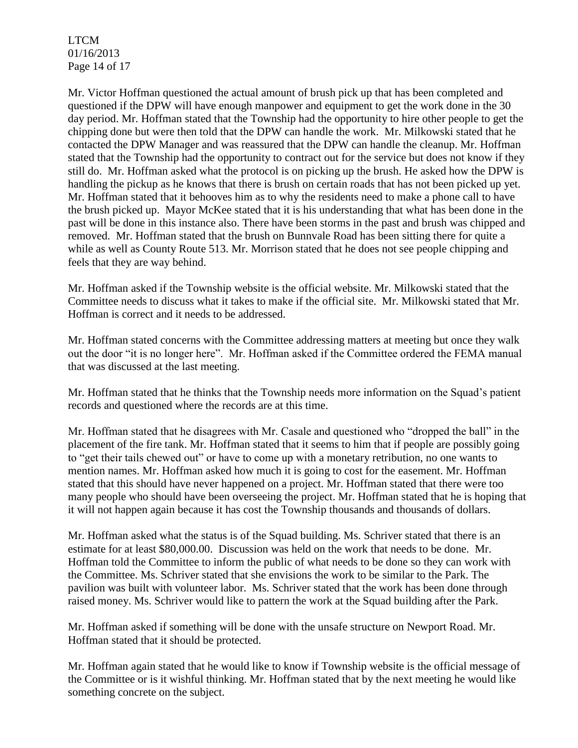Mr. Victor Hoffman questioned the actual amount of brush pick up that has been completed and questioned if the DPW will have enough manpower and equipment to get the work done in the 30 day period. Mr. Hoffman stated that the Township had the opportunity to hire other people to get the chipping done but were then told that the DPW can handle the work. Mr. Milkowski stated that he contacted the DPW Manager and was reassured that the DPW can handle the cleanup. Mr. Hoffman stated that the Township had the opportunity to contract out for the service but does not know if they still do. Mr. Hoffman asked what the protocol is on picking up the brush. He asked how the DPW is handling the pickup as he knows that there is brush on certain roads that has not been picked up yet. Mr. Hoffman stated that it behooves him as to why the residents need to make a phone call to have the brush picked up. Mayor McKee stated that it is his understanding that what has been done in the past will be done in this instance also. There have been storms in the past and brush was chipped and removed. Mr. Hoffman stated that the brush on Bunnvale Road has been sitting there for quite a while as well as County Route 513. Mr. Morrison stated that he does not see people chipping and feels that they are way behind.

Mr. Hoffman asked if the Township website is the official website. Mr. Milkowski stated that the Committee needs to discuss what it takes to make if the official site. Mr. Milkowski stated that Mr. Hoffman is correct and it needs to be addressed.

Mr. Hoffman stated concerns with the Committee addressing matters at meeting but once they walk out the door "it is no longer here". Mr. Hoffman asked if the Committee ordered the FEMA manual that was discussed at the last meeting.

Mr. Hoffman stated that he thinks that the Township needs more information on the Squad's patient records and questioned where the records are at this time.

Mr. Hoffman stated that he disagrees with Mr. Casale and questioned who "dropped the ball" in the placement of the fire tank. Mr. Hoffman stated that it seems to him that if people are possibly going to "get their tails chewed out" or have to come up with a monetary retribution, no one wants to mention names. Mr. Hoffman asked how much it is going to cost for the easement. Mr. Hoffman stated that this should have never happened on a project. Mr. Hoffman stated that there were too many people who should have been overseeing the project. Mr. Hoffman stated that he is hoping that it will not happen again because it has cost the Township thousands and thousands of dollars.

Mr. Hoffman asked what the status is of the Squad building. Ms. Schriver stated that there is an estimate for at least $80,000.00. Discussion was held on the work that needs to be done. Mr. Hoffman told the Committee to inform the public of what needs to be done so they can work with the Committee. Ms. Schriver stated that she envisions the work to be similar to the Park. The pavilion was built with volunteer labor. Ms. Schriver stated that the work has been done through raised money. Ms. Schriver would like to pattern the work at the Squad building after the Park.

Mr. Hoffman asked if something will be done with the unsafe structure on Newport Road. Mr. Hoffman stated that it should be protected.

Mr. Hoffman again stated that he would like to know if Township website is the official message of the Committee or is it wishful thinking. Mr. Hoffman stated that by the next meeting he would like something concrete on the subject.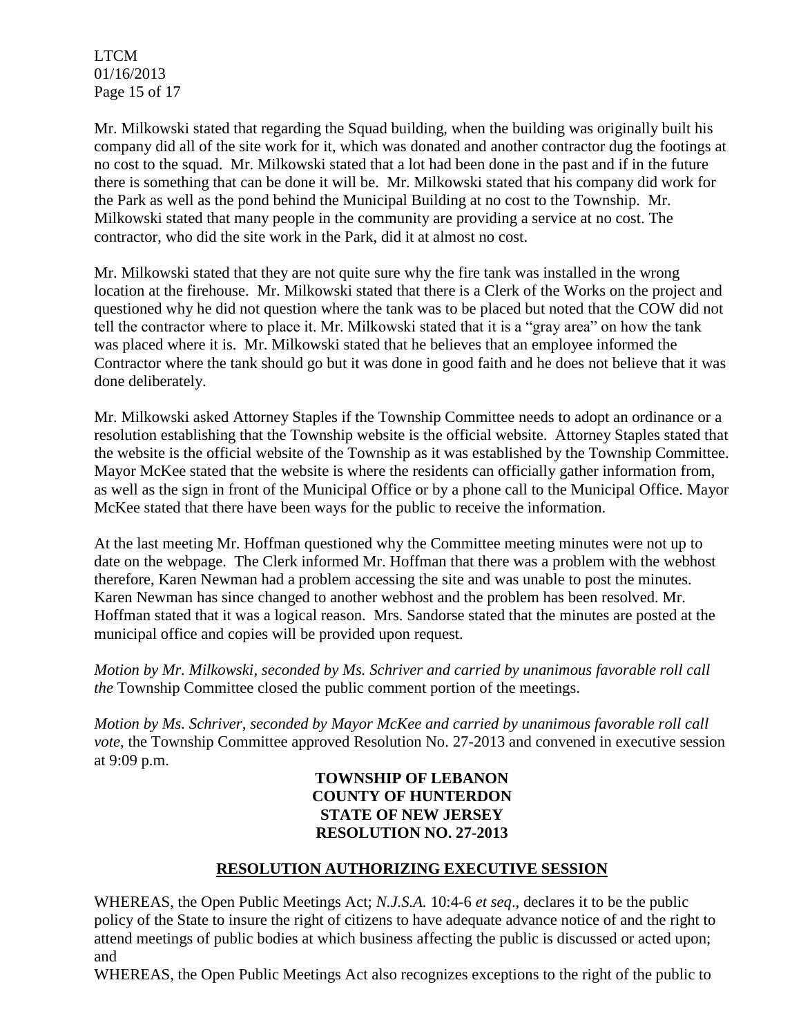Mr. Milkowski stated that regarding the Squad building, when the building was originally built his company did all of the site work for it, which was donated and another contractor dug the footings at no cost to the squad. Mr. Milkowski stated that a lot had been done in the past and if in the future there is something that can be done it will be. Mr. Milkowski stated that his company did work for the Park as well as the pond behind the Municipal Building at no cost to the Township. Mr. Milkowski stated that many people in the community are providing a service at no cost. The contractor, who did the site work in the Park, did it at almost no cost.

Mr. Milkowski stated that they are not quite sure why the fire tank was installed in the wrong location at the firehouse. Mr. Milkowski stated that there is a Clerk of the Works on the project and questioned why he did not question where the tank was to be placed but noted that the COW did not tell the contractor where to place it. Mr. Milkowski stated that it is a "gray area" on how the tank was placed where it is. Mr. Milkowski stated that he believes that an employee informed the Contractor where the tank should go but it was done in good faith and he does not believe that it was done deliberately.

Mr. Milkowski asked Attorney Staples if the Township Committee needs to adopt an ordinance or a resolution establishing that the Township website is the official website. Attorney Staples stated that the website is the official website of the Township as it was established by the Township Committee. Mayor McKee stated that the website is where the residents can officially gather information from, as well as the sign in front of the Municipal Office or by a phone call to the Municipal Office. Mayor McKee stated that there have been ways for the public to receive the information.

At the last meeting Mr. Hoffman questioned why the Committee meeting minutes were not up to date on the webpage. The Clerk informed Mr. Hoffman that there was a problem with the webhost therefore, Karen Newman had a problem accessing the site and was unable to post the minutes. Karen Newman has since changed to another webhost and the problem has been resolved. Mr. Hoffman stated that it was a logical reason. Mrs. Sandorse stated that the minutes are posted at the municipal office and copies will be provided upon request.

*Motion by Mr. Milkowski, seconded by Ms. Schriver and carried by unanimous favorable roll call the* Township Committee closed the public comment portion of the meetings.

*Motion by Ms. Schriver, seconded by Mayor McKee and carried by unanimous favorable roll call vote*, the Township Committee approved Resolution No. 27-2013 and convened in executive session at 9:09 p.m.

**TOWNSHIP OF LEBANON**
**COUNTY OF HUNTERDON**
**STATE OF NEW JERSEY**
**RESOLUTION NO. 27-2013**

**RESOLUTION AUTHORIZING EXECUTIVE SESSION**

WHEREAS, the Open Public Meetings Act; *N.J.S.A.* 10:4-6 *et seq*., declares it to be the public policy of the State to insure the right of citizens to have adequate advance notice of and the right to attend meetings of public bodies at which business affecting the public is discussed or acted upon; and

WHEREAS, the Open Public Meetings Act also recognizes exceptions to the right of the public to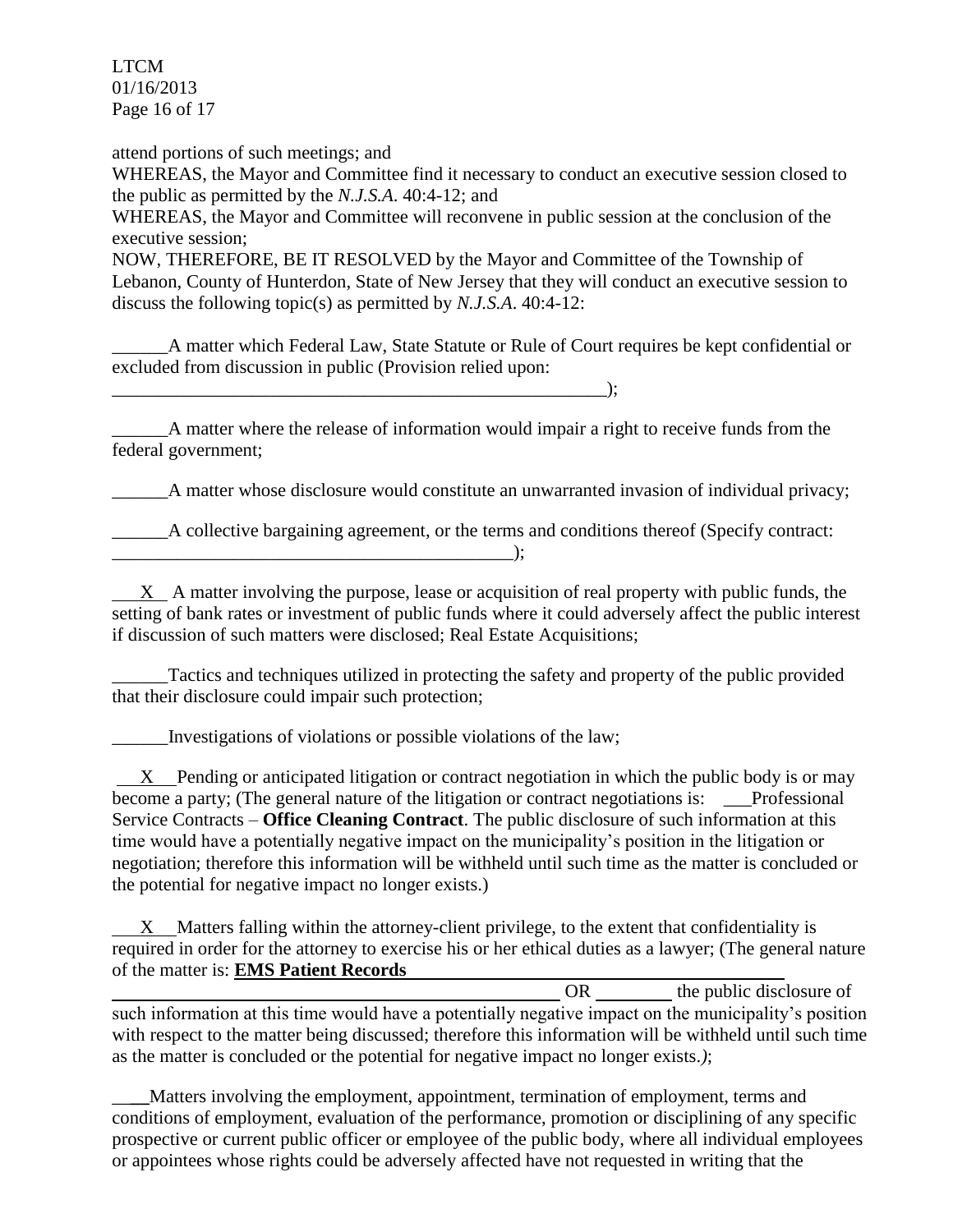attend portions of such meetings; and

WHEREAS, the Mayor and Committee find it necessary to conduct an executive session closed to the public as permitted by the *N.J.S.A.* 40:4-12; and

WHEREAS, the Mayor and Committee will reconvene in public session at the conclusion of the executive session;

NOW, THEREFORE, BE IT RESOLVED by the Mayor and Committee of the Township of Lebanon, County of Hunterdon, State of New Jersey that they will conduct an executive session to discuss the following topic(s) as permitted by *N.J.S.A*. 40:4-12:

______A matter which Federal Law, State Statute or Rule of Court requires be kept confidential or excluded from discussion in public (Provision relied upon: ________________________________________________________);

______A matter where the release of information would impair a right to receive funds from the federal government;

______A matter whose disclosure would constitute an unwarranted invasion of individual privacy;

______A collective bargaining agreement, or the terms and conditions thereof (Specify contract: ____________________________________________);

___X__ A matter involving the purpose, lease or acquisition of real property with public funds, the setting of bank rates or investment of public funds where it could adversely affect the public interest if discussion of such matters were disclosed; Real Estate Acquisitions;

______Tactics and techniques utilized in protecting the safety and property of the public provided that their disclosure could impair such protection;

______Investigations of violations or possible violations of the law;

___X___Pending or anticipated litigation or contract negotiation in which the public body is or may become a party; (The general nature of the litigation or contract negotiations is: ___Professional Service Contracts – **Office Cleaning Contract**. The public disclosure of such information at this time would have a potentially negative impact on the municipality's position in the litigation or negotiation; therefore this information will be withheld until such time as the matter is concluded or the potential for negative impact no longer exists.)

___X___Matters falling within the attorney-client privilege, to the extent that confidentiality is required in order for the attorney to exercise his or her ethical duties as a lawyer; (The general nature of the matter is: **EMS Patient Records** ____________________________________________ OR ________ the public disclosure of such information at this time would have a potentially negative impact on the municipality's position with respect to the matter being discussed; therefore this information will be withheld until such time as the matter is concluded or the potential for negative impact no longer exists.*)*;

_____Matters involving the employment, appointment, termination of employment, terms and conditions of employment, evaluation of the performance, promotion or disciplining of any specific prospective or current public officer or employee of the public body, where all individual employees or appointees whose rights could be adversely affected have not requested in writing that the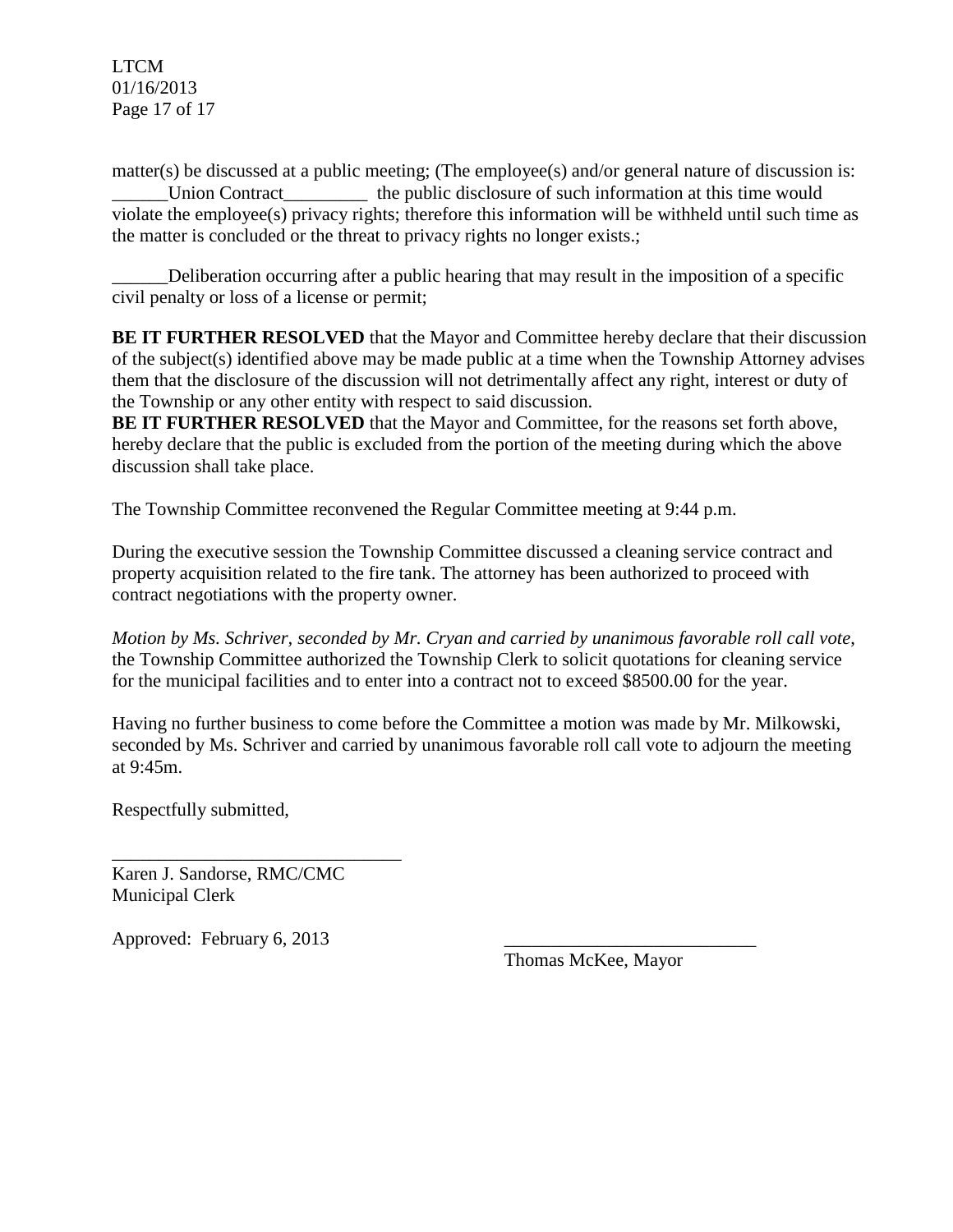matter(s) be discussed at a public meeting; (The employee(s) and/or general nature of discussion is: ______Union Contract_________ the public disclosure of such information at this time would violate the employee(s) privacy rights; therefore this information will be withheld until such time as the matter is concluded or the threat to privacy rights no longer exists.;

______Deliberation occurring after a public hearing that may result in the imposition of a specific civil penalty or loss of a license or permit;

**BE IT FURTHER RESOLVED** that the Mayor and Committee hereby declare that their discussion of the subject(s) identified above may be made public at a time when the Township Attorney advises them that the disclosure of the discussion will not detrimentally affect any right, interest or duty of the Township or any other entity with respect to said discussion.
**BE IT FURTHER RESOLVED** that the Mayor and Committee, for the reasons set forth above, hereby declare that the public is excluded from the portion of the meeting during which the above discussion shall take place.

The Township Committee reconvened the Regular Committee meeting at 9:44 p.m.

During the executive session the Township Committee discussed a cleaning service contract and property acquisition related to the fire tank. The attorney has been authorized to proceed with contract negotiations with the property owner.

*Motion by Ms. Schriver, seconded by Mr. Cryan and carried by unanimous favorable roll call vote*, the Township Committee authorized the Township Clerk to solicit quotations for cleaning service for the municipal facilities and to enter into a contract not to exceed $8500.00 for the year.

Having no further business to come before the Committee a motion was made by Mr. Milkowski, seconded by Ms. Schriver and carried by unanimous favorable roll call vote to adjourn the meeting at 9:45m.

Respectfully submitted,

_______________________________
Karen J. Sandorse, RMC/CMC
Municipal Clerk

Approved: February 6, 2013

_____________________________
Thomas McKee, Mayor